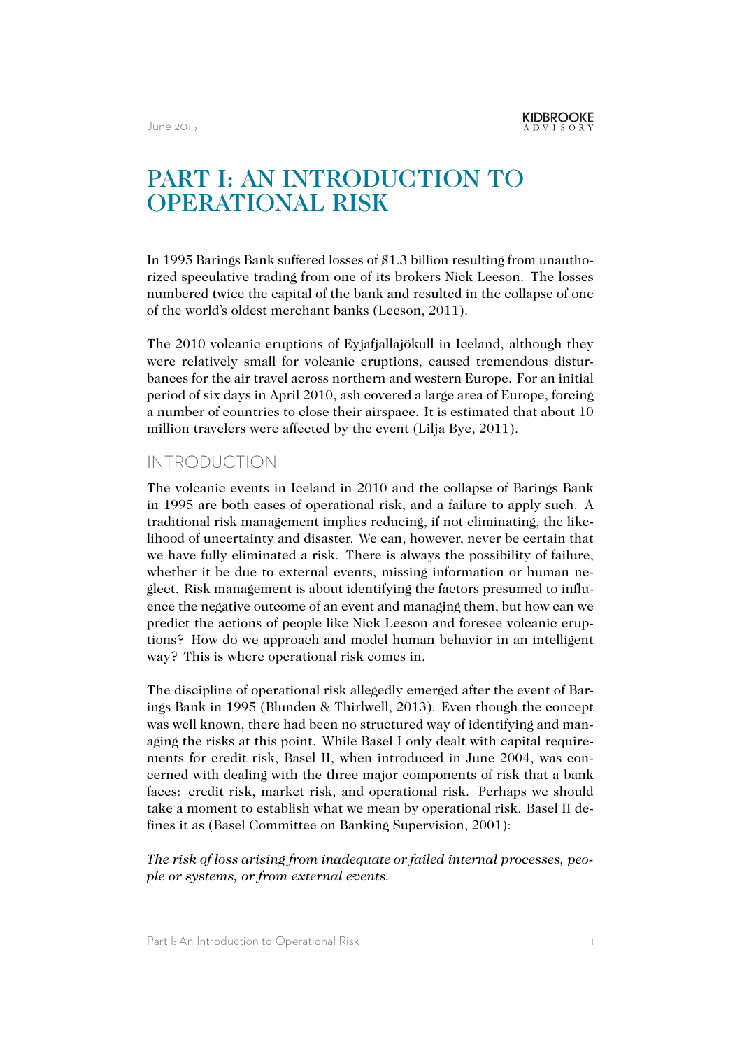# PART I: AN INTRODUCTION TO OPERATIONAL RISK

In 1995 Barings Bank suffered losses of $1.3 billion resulting from unauthorized speculative trading from one of its brokers Nick Leeson. The losses numbered twice the capital of the bank and resulted in the collapse of one of the world's oldest merchant banks (Leeson, 2011).

The 2010 volcanic eruptions of Eyjafjallajökull in Iceland, although they were relatively small for volcanic eruptions, caused tremendous disturbances for the air travel across northern and western Europe. For an initial period of six days in April 2010, ash covered a large area of Europe, forcing a number of countries to close their airspace. It is estimated that about 10 million travelers were affected by the event (Lilja Bye, 2011).

## INTRODUCTION

The volcanic events in Iceland in 2010 and the collapse of Barings Bank in 1995 are both cases of operational risk, and a failure to apply such. A traditional risk management implies reducing, if not eliminating, the likelihood of uncertainty and disaster. We can, however, never be certain that we have fully eliminated a risk. There is always the possibility of failure, whether it be due to external events, missing information or human neglect. Risk management is about identifying the factors presumed to influence the negative outcome of an event and managing them, but how can we predict the actions of people like Nick Leeson and foresee volcanic eruptions? How do we approach and model human behavior in an intelligent way? This is where operational risk comes in.

The discipline of operational risk allegedly emerged after the event of Barings Bank in 1995 (Blunden & Thirlwell, 2013). Even though the concept was well known, there had been no structured way of identifying and managing the risks at this point. While Basel I only dealt with capital requirements for credit risk, Basel II, when introduced in June 2004, was concerned with dealing with the three major components of risk that a bank faces: credit risk, market risk, and operational risk. Perhaps we should take a moment to establish what we mean by operational risk. Basel II defines it as (Basel Committee on Banking Supervision, 2001):

*The risk of loss arising from inadequate or failed internal processes, people or systems, or from external events.*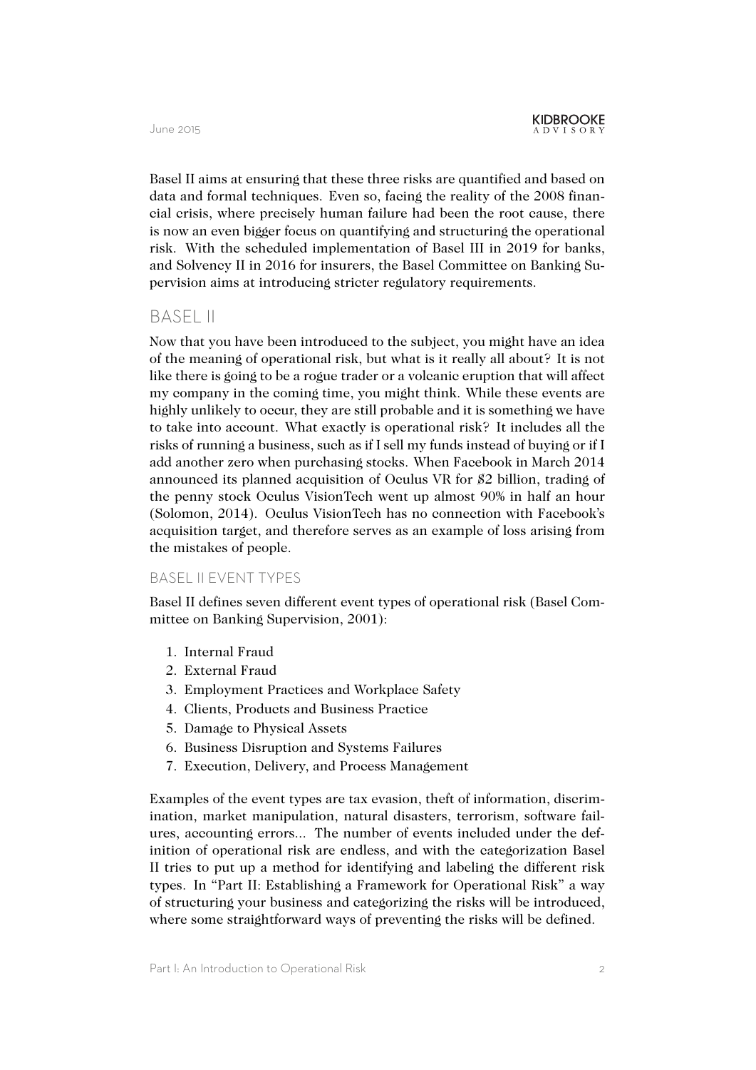Basel II aims at ensuring that these three risks are quantified and based on data and formal techniques. Even so, facing the reality of the 2008 financial crisis, where precisely human failure had been the root cause, there is now an even bigger focus on quantifying and structuring the operational risk. With the scheduled implementation of Basel III in 2019 for banks, and Solvency II in 2016 for insurers, the Basel Committee on Banking Supervision aims at introducing stricter regulatory requirements.

## BASEL II

Now that you have been introduced to the subject, you might have an idea of the meaning of operational risk, but what is it really all about? It is not like there is going to be a rogue trader or a volcanic eruption that will affect my company in the coming time, you might think. While these events are highly unlikely to occur, they are still probable and it is something we have to take into account. What exactly is operational risk? It includes all the risks of running a business, such as if I sell my funds instead of buying or if I add another zero when purchasing stocks. When Facebook in March 2014 announced its planned acquisition of Oculus VR for $2 billion, trading of the penny stock Oculus VisionTech went up almost 90% in half an hour (Solomon, 2014). Oculus VisionTech has no connection with Facebook's acquisition target, and therefore serves as an example of loss arising from the mistakes of people.

### BASEL II EVENT TYPES

Basel II defines seven different event types of operational risk (Basel Committee on Banking Supervision, 2001):

1. Internal Fraud
2. External Fraud
3. Employment Practices and Workplace Safety
4. Clients, Products and Business Practice
5. Damage to Physical Assets
6. Business Disruption and Systems Failures
7. Execution, Delivery, and Process Management

Examples of the event types are tax evasion, theft of information, discrimination, market manipulation, natural disasters, terrorism, software failures, accounting errors... The number of events included under the definition of operational risk are endless, and with the categorization Basel II tries to put up a method for identifying and labeling the different risk types. In "Part II: Establishing a Framework for Operational Risk" a way of structuring your business and categorizing the risks will be introduced, where some straightforward ways of preventing the risks will be defined.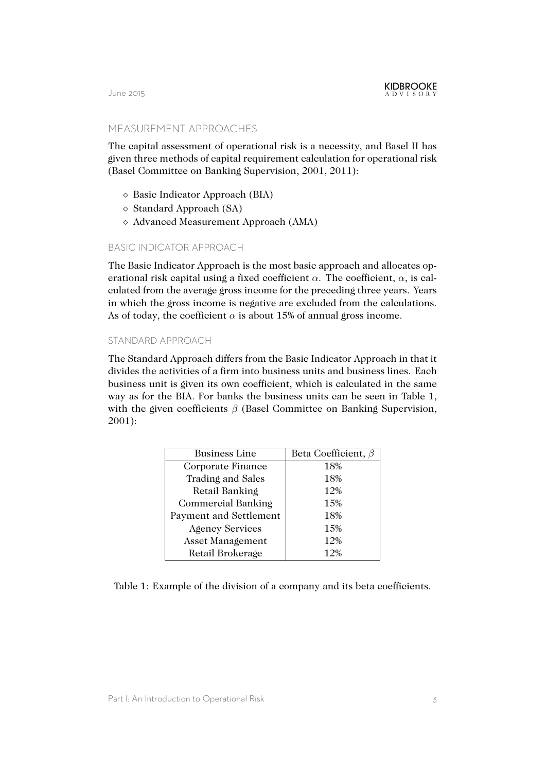## MEASUREMENT APPROACHES

The capital assessment of operational risk is a necessity, and Basel II has given three methods of capital requirement calculation for operational risk (Basel Committee on Banking Supervision, 2001, 2011):

- Basic Indicator Approach (BIA)
- Standard Approach (SA)
- Advanced Measurement Approach (AMA)

### BASIC INDICATOR APPROACH

The Basic Indicator Approach is the most basic approach and allocates operational risk capital using a fixed coefficient $\alpha$. The coefficient, $\alpha$, is calculated from the average gross income for the preceding three years. Years in which the gross income is negative are excluded from the calculations. As of today, the coefficient $\alpha$ is about 15% of annual gross income.

### STANDARD APPROACH

The Standard Approach differs from the Basic Indicator Approach in that it divides the activities of a firm into business units and business lines. Each business unit is given its own coefficient, which is calculated in the same way as for the BIA. For banks the business units can be seen in Table 1, with the given coefficients $\beta$ (Basel Committee on Banking Supervision, 2001):

| Business Line | Beta Coefficient, $\beta$ |
|---|---|
| Corporate Finance | 18% |
| Trading and Sales | 18% |
| Retail Banking | 12% |
| Commercial Banking | 15% |
| Payment and Settlement | 18% |
| Agency Services | 15% |
| Asset Management | 12% |
| Retail Brokerage | 12% |

Table 1: Example of the division of a company and its beta coefficients.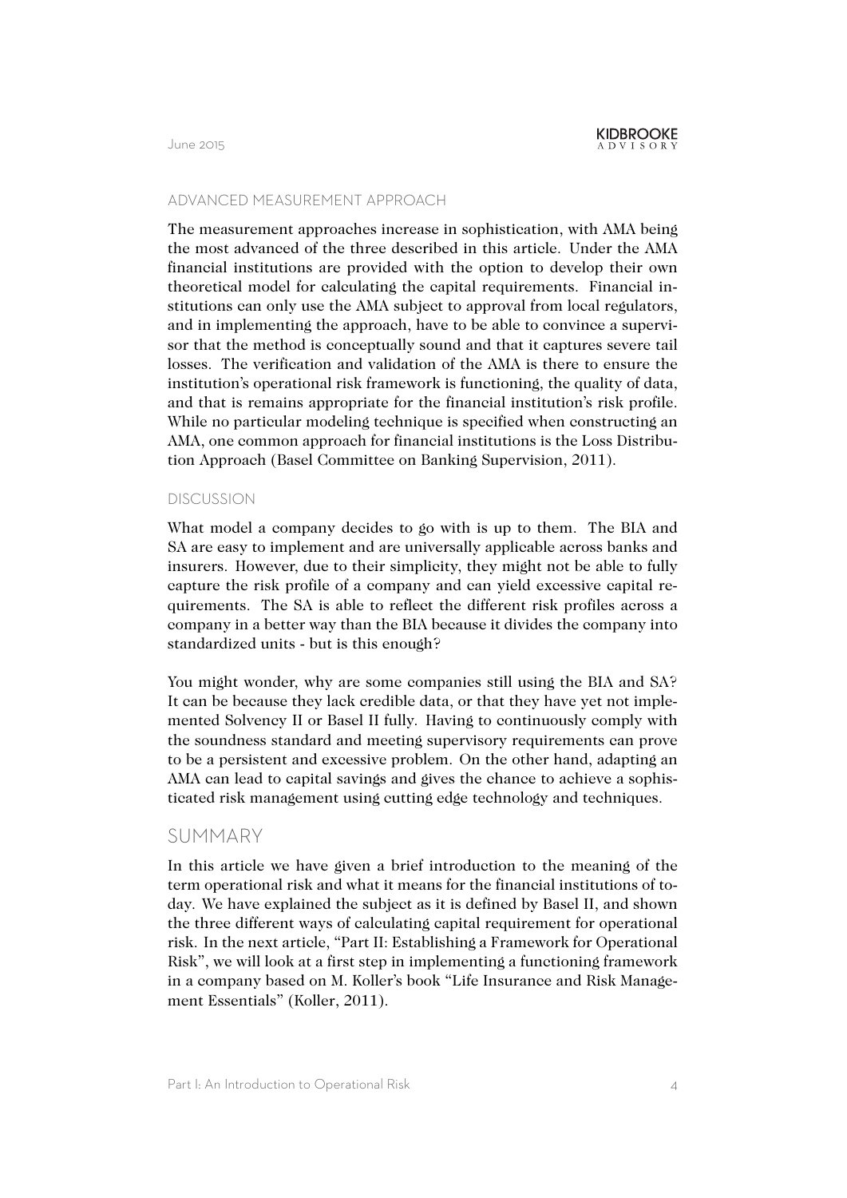### ADVANCED MEASUREMENT APPROACH

The measurement approaches increase in sophistication, with AMA being the most advanced of the three described in this article. Under the AMA financial institutions are provided with the option to develop their own theoretical model for calculating the capital requirements. Financial institutions can only use the AMA subject to approval from local regulators, and in implementing the approach, have to be able to convince a supervisor that the method is conceptually sound and that it captures severe tail losses. The verification and validation of the AMA is there to ensure the institution's operational risk framework is functioning, the quality of data, and that is remains appropriate for the financial institution's risk profile. While no particular modeling technique is specified when constructing an AMA, one common approach for financial institutions is the Loss Distribution Approach (Basel Committee on Banking Supervision, 2011).

### DISCUSSION

What model a company decides to go with is up to them. The BIA and SA are easy to implement and are universally applicable across banks and insurers. However, due to their simplicity, they might not be able to fully capture the risk profile of a company and can yield excessive capital requirements. The SA is able to reflect the different risk profiles across a company in a better way than the BIA because it divides the company into standardized units - but is this enough?

You might wonder, why are some companies still using the BIA and SA? It can be because they lack credible data, or that they have yet not implemented Solvency II or Basel II fully. Having to continuously comply with the soundness standard and meeting supervisory requirements can prove to be a persistent and excessive problem. On the other hand, adapting an AMA can lead to capital savings and gives the chance to achieve a sophisticated risk management using cutting edge technology and techniques.

## SUMMARY

In this article we have given a brief introduction to the meaning of the term operational risk and what it means for the financial institutions of today. We have explained the subject as it is defined by Basel II, and shown the three different ways of calculating capital requirement for operational risk. In the next article, "Part II: Establishing a Framework for Operational Risk", we will look at a first step in implementing a functioning framework in a company based on M. Koller's book "Life Insurance and Risk Management Essentials" (Koller, 2011).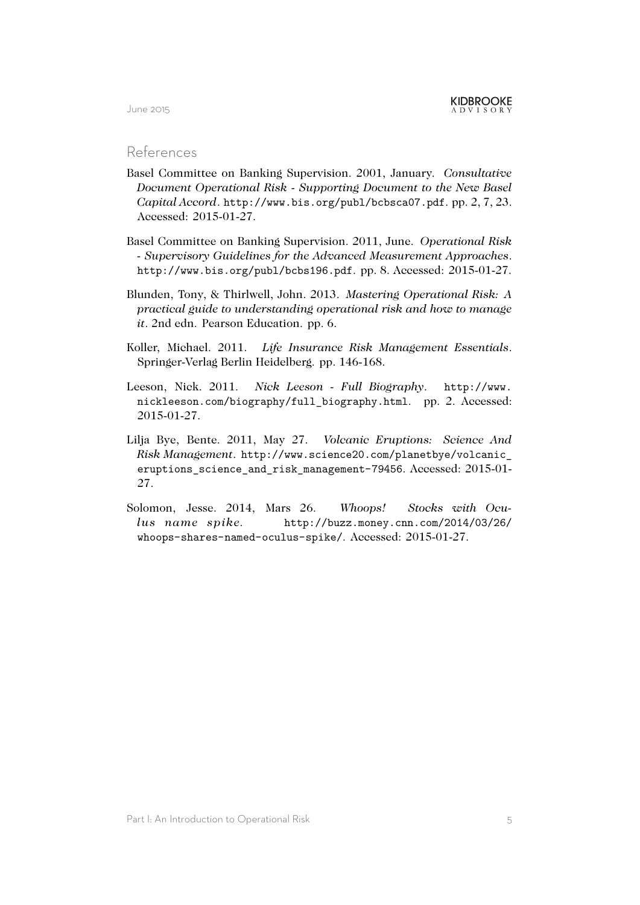## References

Basel Committee on Banking Supervision. 2001, January. *Consultative Document Operational Risk - Supporting Document to the New Basel Capital Accord*. http://www.bis.org/publ/bcbsca07.pdf. pp. 2, 7, 23. Accessed: 2015-01-27.

Basel Committee on Banking Supervision. 2011, June. *Operational Risk - Supervisory Guidelines for the Advanced Measurement Approaches*. http://www.bis.org/publ/bcbs196.pdf. pp. 8. Accessed: 2015-01-27.

Blunden, Tony, & Thirlwell, John. 2013. *Mastering Operational Risk: A practical guide to understanding operational risk and how to manage it*. 2nd edn. Pearson Education. pp. 6.

Koller, Michael. 2011. *Life Insurance Risk Management Essentials*. Springer-Verlag Berlin Heidelberg. pp. 146-168.

Leeson, Nick. 2011. *Nick Leeson - Full Biography*. http://www.nickleeson.com/biography/full_biography.html. pp. 2. Accessed: 2015-01-27.

Lilja Bye, Bente. 2011, May 27. *Volcanic Eruptions: Science And Risk Management*. http://www.science20.com/planetbye/volcanic_eruptions_science_and_risk_management-79456. Accessed: 2015-01-27.

Solomon, Jesse. 2014, Mars 26. *Whoops! Stocks with Oculus name spike*. http://buzz.money.cnn.com/2014/03/26/whoops-shares-named-oculus-spike/. Accessed: 2015-01-27.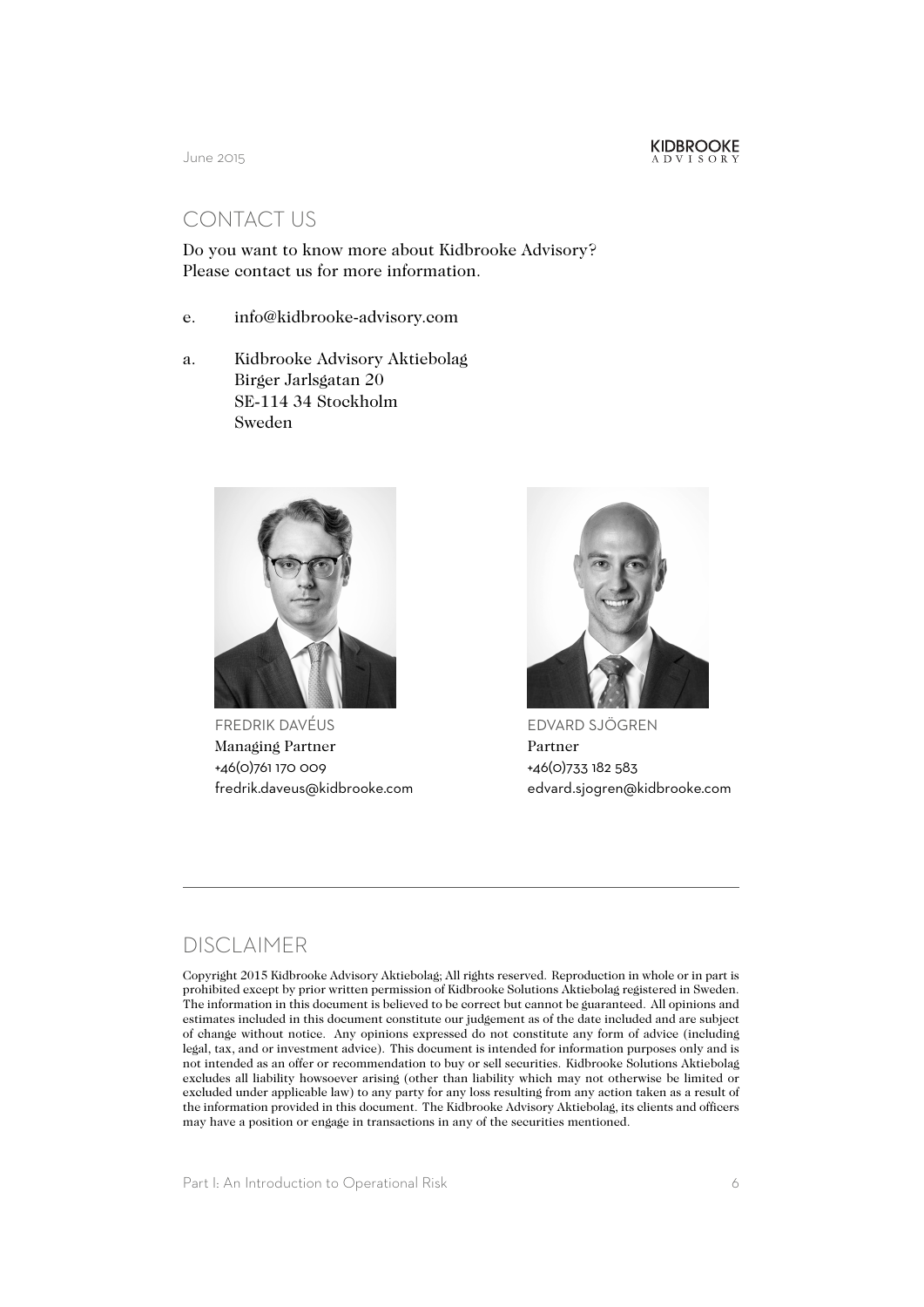## CONTACT US

Do you want to know more about Kidbrooke Advisory?
Please contact us for more information.

e. info@kidbrooke-advisory.com

a. Kidbrooke Advisory Aktiebolag
Birger Jarlsgatan 20
SE-114 34 Stockholm
Sweden

FREDRIK DAVÉUS
Managing Partner
+46(0)761 170 009
fredrik.daveus@kidbrooke.com

EDVARD SJÖGREN
Partner
+46(0)733 182 583
edvard.sjogren@kidbrooke.com

---

## DISCLAIMER

Copyright 2015 Kidbrooke Advisory Aktiebolag; All rights reserved. Reproduction in whole or in part is prohibited except by prior written permission of Kidbrooke Solutions Aktiebolag registered in Sweden. The information in this document is believed to be correct but cannot be guaranteed. All opinions and estimates included in this document constitute our judgement as of the date included and are subject of change without notice. Any opinions expressed do not constitute any form of advice (including legal, tax, and or investment advice). This document is intended for information purposes only and is not intended as an offer or recommendation to buy or sell securities. Kidbrooke Solutions Aktiebolag excludes all liability howsoever arising (other than liability which may not otherwise be limited or excluded under applicable law) to any party for any loss resulting from any action taken as a result of the information provided in this document. The Kidbrooke Advisory Aktiebolag, its clients and officers may have a position or engage in transactions in any of the securities mentioned.